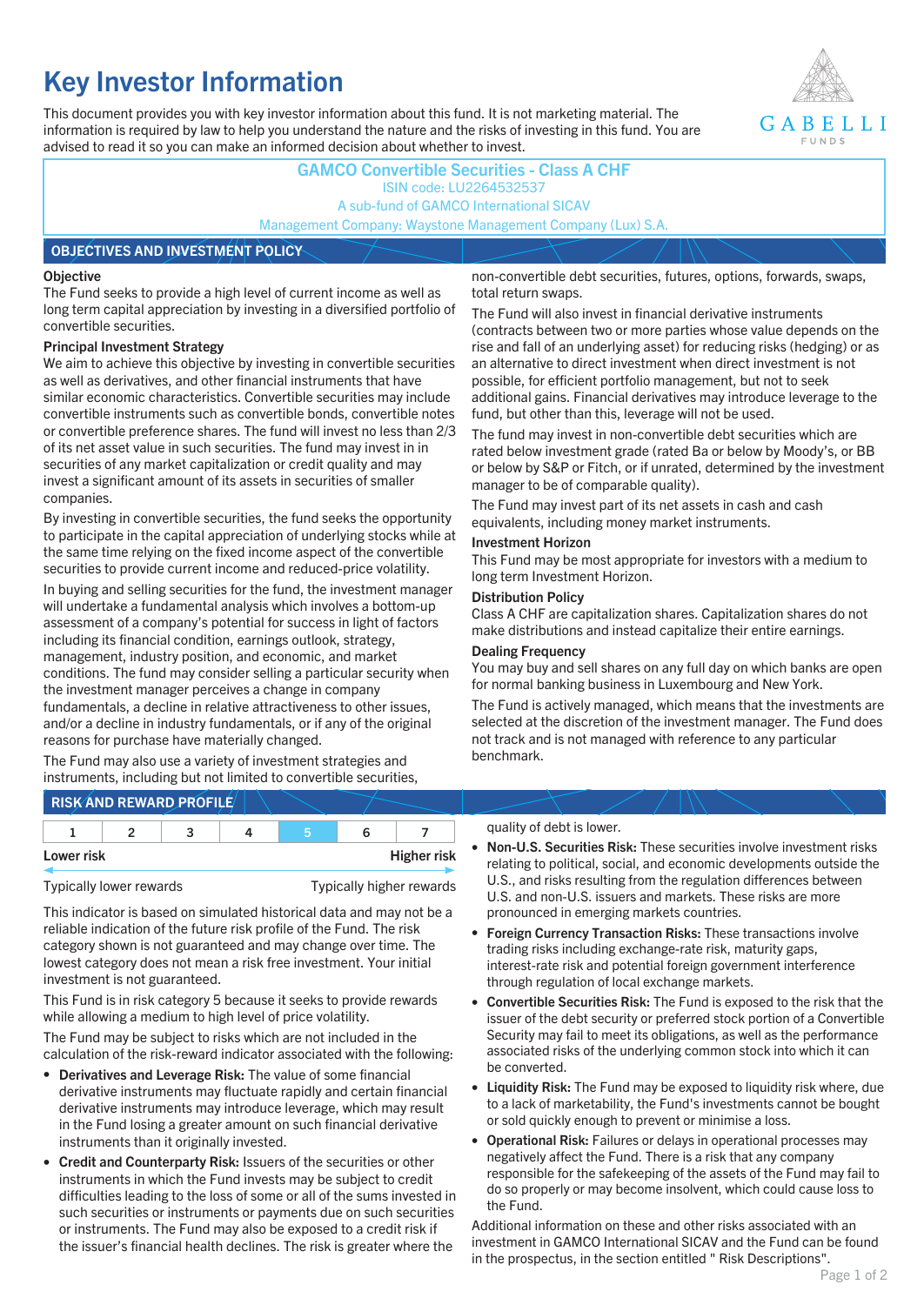# Key Investor Information

This document provides you with key investor information about this fund. It is not marketing material. The information is required by law to help you understand the nature and the risks of investing in this fund. You are advised to read it so you can make an informed decision about whether to invest.

**GAMCO Convertible Securities - Class A CHF**
ISIN code: LU2264532537
A sub-fund of GAMCO International SICAV
Management Company: Waystone Management Company (Lux) S.A.

## OBJECTIVES AND INVESTMENT POLICY

### Objective

The Fund seeks to provide a high level of current income as well as long term capital appreciation by investing in a diversified portfolio of convertible securities.

### Principal Investment Strategy

We aim to achieve this objective by investing in convertible securities as well as derivatives, and other financial instruments that have similar economic characteristics. Convertible securities may include convertible instruments such as convertible bonds, convertible notes or convertible preference shares. The fund will invest no less than 2/3 of its net asset value in such securities. The fund may invest in in securities of any market capitalization or credit quality and may invest a significant amount of its assets in securities of smaller companies.

By investing in convertible securities, the fund seeks the opportunity to participate in the capital appreciation of underlying stocks while at the same time relying on the fixed income aspect of the convertible securities to provide current income and reduced-price volatility.

In buying and selling securities for the fund, the investment manager will undertake a fundamental analysis which involves a bottom-up assessment of a company's potential for success in light of factors including its financial condition, earnings outlook, strategy, management, industry position, and economic, and market conditions. The fund may consider selling a particular security when the investment manager perceives a change in company fundamentals, a decline in relative attractiveness to other issues, and/or a decline in industry fundamentals, or if any of the original reasons for purchase have materially changed.

The Fund may also use a variety of investment strategies and instruments, including but not limited to convertible securities, non-convertible debt securities, futures, options, forwards, swaps, total return swaps.

The Fund will also invest in financial derivative instruments (contracts between two or more parties whose value depends on the rise and fall of an underlying asset) for reducing risks (hedging) or as an alternative to direct investment when direct investment is not possible, for efficient portfolio management, but not to seek additional gains. Financial derivatives may introduce leverage to the fund, but other than this, leverage will not be used.

The fund may invest in non-convertible debt securities which are rated below investment grade (rated Ba or below by Moody's, or BB or below by S&P or Fitch, or if unrated, determined by the investment manager to be of comparable quality).

The Fund may invest part of its net assets in cash and cash equivalents, including money market instruments.

### Investment Horizon

This Fund may be most appropriate for investors with a medium to long term Investment Horizon.

### Distribution Policy

Class A CHF are capitalization shares. Capitalization shares do not make distributions and instead capitalize their entire earnings.

### Dealing Frequency

You may buy and sell shares on any full day on which banks are open for normal banking business in Luxembourg and New York.

The Fund is actively managed, which means that the investments are selected at the discretion of the investment manager. The Fund does not track and is not managed with reference to any particular benchmark.

## RISK AND REWARD PROFILE

| 1 | 2 | 3 | 4 | **5** | 6 | 7 |
|---|---|---|---|---|---|---|

Lower risk — Higher risk

Typically lower rewards — Typically higher rewards

This indicator is based on simulated historical data and may not be a reliable indication of the future risk profile of the Fund. The risk category shown is not guaranteed and may change over time. The lowest category does not mean a risk free investment. Your initial investment is not guaranteed.

This Fund is in risk category 5 because it seeks to provide rewards while allowing a medium to high level of price volatility.

The Fund may be subject to risks which are not included in the calculation of the risk-reward indicator associated with the following:

- **Derivatives and Leverage Risk:** The value of some financial derivative instruments may fluctuate rapidly and certain financial derivative instruments may introduce leverage, which may result in the Fund losing a greater amount on such financial derivative instruments than it originally invested.
- **Credit and Counterparty Risk:** Issuers of the securities or other instruments in which the Fund invests may be subject to credit difficulties leading to the loss of some or all of the sums invested in such securities or instruments or payments due on such securities or instruments. The Fund may also be exposed to a credit risk if the issuer's financial health declines. The risk is greater where the quality of debt is lower.
- **Non-U.S. Securities Risk:** These securities involve investment risks relating to political, social, and economic developments outside the U.S., and risks resulting from the regulation differences between U.S. and non-U.S. issuers and markets. These risks are more pronounced in emerging markets countries.
- **Foreign Currency Transaction Risks:** These transactions involve trading risks including exchange-rate risk, maturity gaps, interest-rate risk and potential foreign government interference through regulation of local exchange markets.
- **Convertible Securities Risk:** The Fund is exposed to the risk that the issuer of the debt security or preferred stock portion of a Convertible Security may fail to meet its obligations, as well as the performance associated risks of the underlying common stock into which it can be converted.
- **Liquidity Risk:** The Fund may be exposed to liquidity risk where, due to a lack of marketability, the Fund's investments cannot be bought or sold quickly enough to prevent or minimise a loss.
- **Operational Risk:** Failures or delays in operational processes may negatively affect the Fund. There is a risk that any company responsible for the safekeeping of the assets of the Fund may fail to do so properly or may become insolvent, which could cause loss to the Fund.

Additional information on these and other risks associated with an investment in GAMCO International SICAV and the Fund can be found in the prospectus, in the section entitled " Risk Descriptions".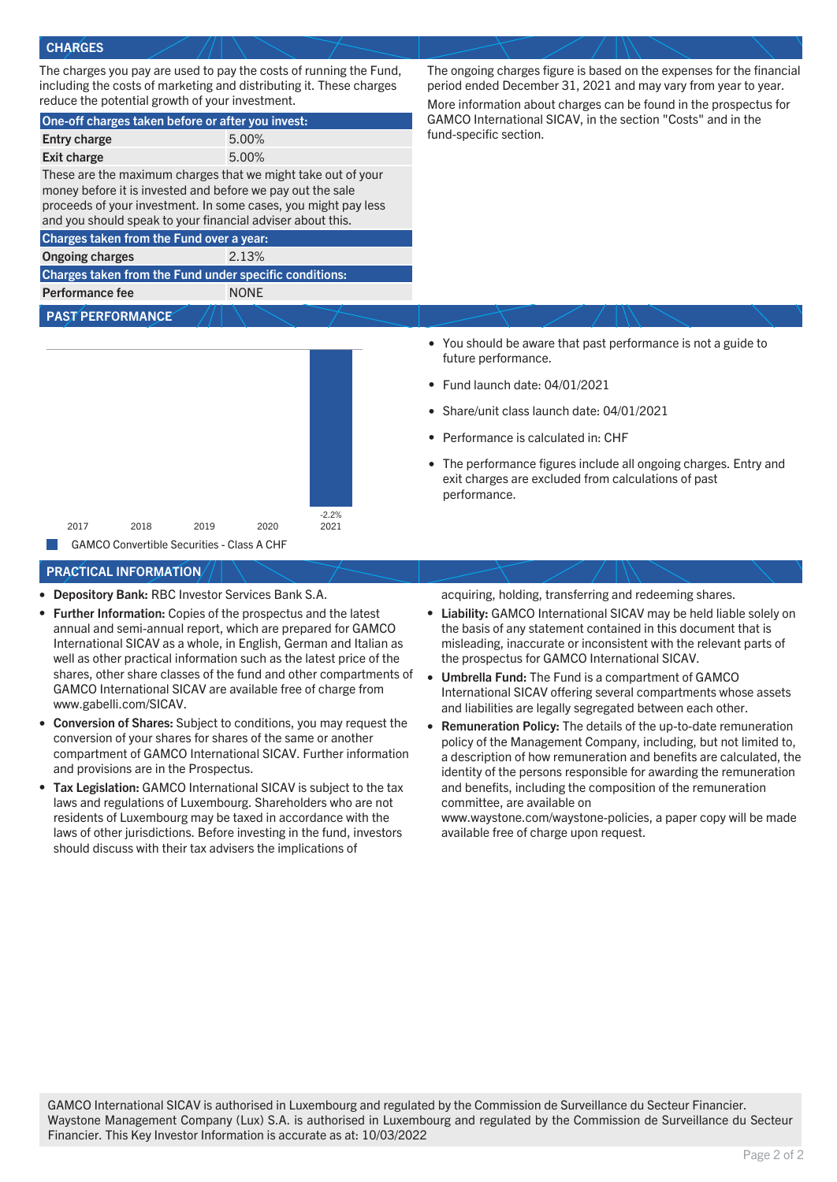## CHARGES

The charges you pay are used to pay the costs of running the Fund, including the costs of marketing and distributing it. These charges reduce the potential growth of your investment.

| One-off charges taken before or after you invest: | |
|---|---|
| **Entry charge** | 5.00% |
| **Exit charge** | 5.00% |
| These are the maximum charges that we might take out of your money before it is invested and before we pay out the sale proceeds of your investment. In some cases, you might pay less and you should speak to your financial adviser about this. | |
| **Charges taken from the Fund over a year:** | |
| **Ongoing charges** | 2.13% |
| **Charges taken from the Fund under specific conditions:** | |
| **Performance fee** | NONE |

The ongoing charges figure is based on the expenses for the financial period ended December 31, 2021 and may vary from year to year.

More information about charges can be found in the prospectus for GAMCO International SICAV, in the section "Costs" and in the fund-specific section.

## PAST PERFORMANCE

-2.2%

2017 2018 2019 2020 2021

GAMCO Convertible Securities - Class A CHF

- You should be aware that past performance is not a guide to future performance.
- Fund launch date: 04/01/2021
- Share/unit class launch date: 04/01/2021
- Performance is calculated in: CHF
- The performance figures include all ongoing charges. Entry and exit charges are excluded from calculations of past performance.

## PRACTICAL INFORMATION

- **Depositary Bank:** RBC Investor Services Bank S.A.
- **Further Information:** Copies of the prospectus and the latest annual and semi-annual report, which are prepared for GAMCO International SICAV as a whole, in English, German and Italian as well as other practical information such as the latest price of the shares, other share classes of the fund and other compartments of GAMCO International SICAV are available free of charge from www.gabelli.com/SICAV.
- **Conversion of Shares:** Subject to conditions, you may request the conversion of your shares for shares of the same or another compartment of GAMCO International SICAV. Further information and provisions are in the Prospectus.
- **Tax Legislation:** GAMCO International SICAV is subject to the tax laws and regulations of Luxembourg. Shareholders who are not residents of Luxembourg may be taxed in accordance with the laws of other jurisdictions. Before investing in the fund, investors should discuss with their tax advisers the implications of acquiring, holding, transferring and redeeming shares.
- **Liability:** GAMCO International SICAV may be held liable solely on the basis of any statement contained in this document that is misleading, inaccurate or inconsistent with the relevant parts of the prospectus for GAMCO International SICAV.
- **Umbrella Fund:** The Fund is a compartment of GAMCO International SICAV offering several compartments whose assets and liabilities are legally segregated between each other.
- **Remuneration Policy:** The details of the up-to-date remuneration policy of the Management Company, including, but not limited to, a description of how remuneration and benefits are calculated, the identity of the persons responsible for awarding the remuneration and benefits, including the composition of the remuneration committee, are available on www.waystone.com/waystone-policies, a paper copy will be made available free of charge upon request.

GAMCO International SICAV is authorised in Luxembourg and regulated by the Commission de Surveillance du Secteur Financier. Waystone Management Company (Lux) S.A. is authorised in Luxembourg and regulated by the Commission de Surveillance du Secteur Financier. This Key Investor Information is accurate as at: 10/03/2022